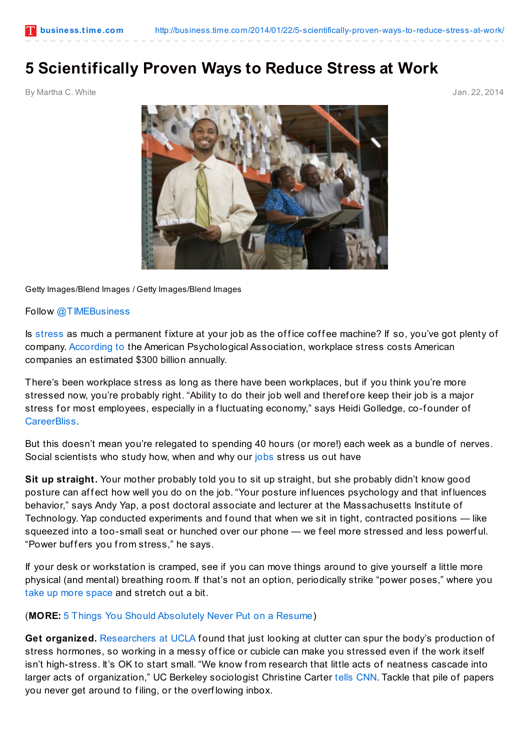# 5 Scientifically Proven Ways to Reduce Stress at Work

By Martha C. White

Jan. 22, 2014

Getty Images/Blend Images / Getty Images/Blend Images

Follow @TIMEBusiness

Is stress as much a permanent fixture at your job as the office coffee machine? If so, you've got plenty of company. According to the American Psychological Association, workplace stress costs American companies an estimated $300 billion annually.

There's been workplace stress as long as there have been workplaces, but if you think you're more stressed now, you're probably right. "Ability to do their job well and therefore keep their job is a major stress for most employees, especially in a fluctuating economy," says Heidi Golledge, co-founder of CareerBliss.

But this doesn't mean you're relegated to spending 40 hours (or more!) each week as a bundle of nerves. Social scientists who study how, when and why our jobs stress us out have

**Sit up straight.** Your mother probably told you to sit up straight, but she probably didn't know good posture can affect how well you do on the job. "Your posture influences psychology and that influences behavior," says Andy Yap, a post doctoral associate and lecturer at the Massachusetts Institute of Technology. Yap conducted experiments and found that when we sit in tight, contracted positions — like squeezed into a too-small seat or hunched over our phone — we feel more stressed and less powerful. "Power buffers you from stress," he says.

If your desk or workstation is cramped, see if you can move things around to give yourself a little more physical (and mental) breathing room. If that's not an option, periodically strike "power poses," where you take up more space and stretch out a bit.

(**MORE:** 5 Things You Should Absolutely Never Put on a Resume)

**Get organized.** Researchers at UCLA found that just looking at clutter can spur the body's production of stress hormones, so working in a messy office or cubicle can make you stressed even if the work itself isn't high-stress. It's OK to start small. "We know from research that little acts of neatness cascade into larger acts of organization," UC Berkeley sociologist Christine Carter tells CNN. Tackle that pile of papers you never get around to filing, or the overflowing inbox.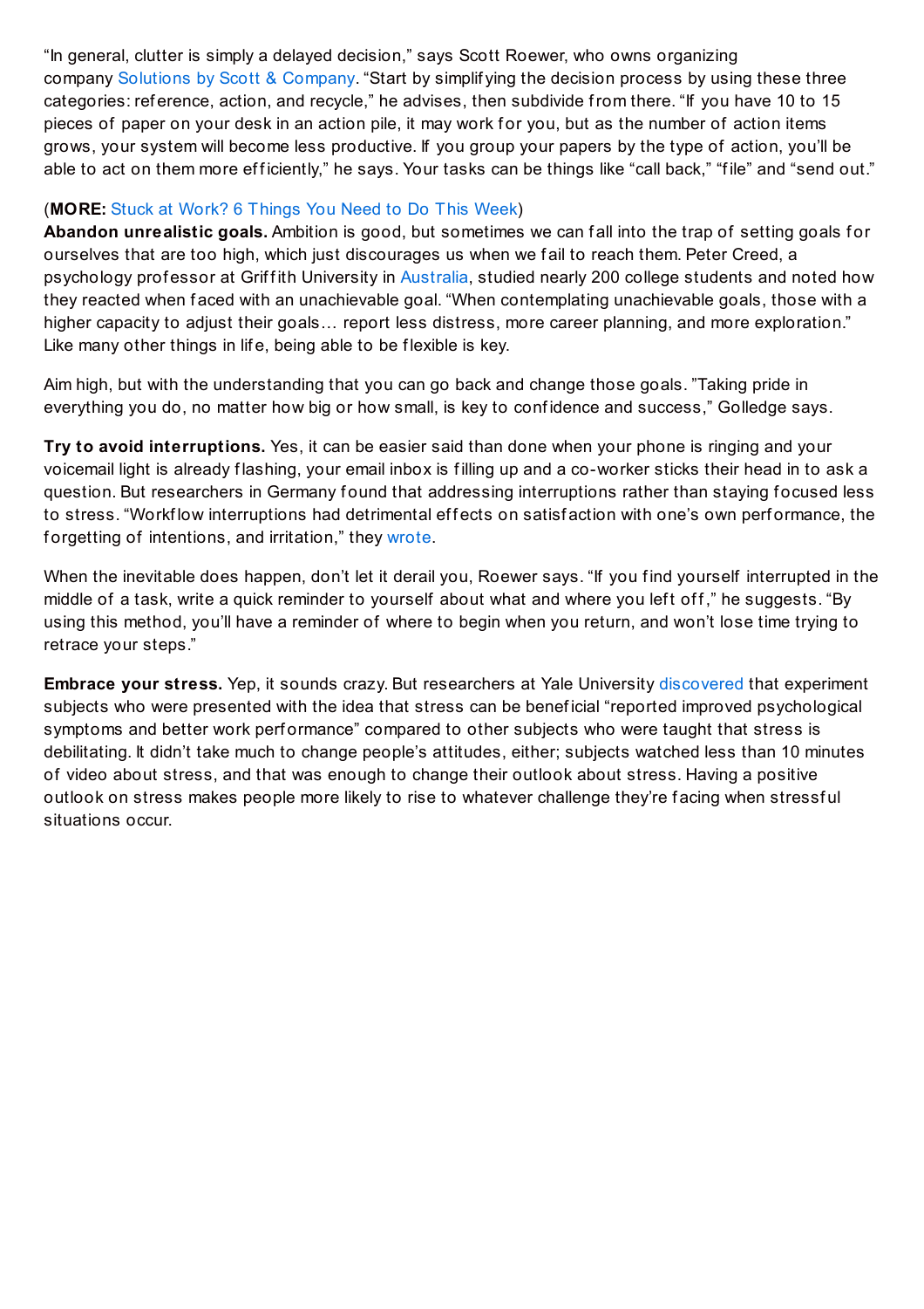"In general, clutter is simply a delayed decision," says Scott Roewer, who owns organizing company Solutions by Scott & Company. "Start by simplifying the decision process by using these three categories: reference, action, and recycle," he advises, then subdivide from there. "If you have 10 to 15 pieces of paper on your desk in an action pile, it may work for you, but as the number of action items grows, your system will become less productive. If you group your papers by the type of action, you'll be able to act on them more efficiently," he says. Your tasks can be things like "call back," "file" and "send out."

(**MORE:** Stuck at Work? 6 Things You Need to Do This Week)

**Abandon unrealistic goals.** Ambition is good, but sometimes we can fall into the trap of setting goals for ourselves that are too high, which just discourages us when we fail to reach them. Peter Creed, a psychology professor at Griffith University in Australia, studied nearly 200 college students and noted how they reacted when faced with an unachievable goal. "When contemplating unachievable goals, those with a higher capacity to adjust their goals… report less distress, more career planning, and more exploration." Like many other things in life, being able to be flexible is key.

Aim high, but with the understanding that you can go back and change those goals. "Taking pride in everything you do, no matter how big or how small, is key to confidence and success," Golledge says.

**Try to avoid interruptions.** Yes, it can be easier said than done when your phone is ringing and your voicemail light is already flashing, your email inbox is filling up and a co-worker sticks their head in to ask a question. But researchers in Germany found that addressing interruptions rather than staying focused less to stress. "Workflow interruptions had detrimental effects on satisfaction with one's own performance, the forgetting of intentions, and irritation," they wrote.

When the inevitable does happen, don't let it derail you, Roewer says. "If you find yourself interrupted in the middle of a task, write a quick reminder to yourself about what and where you left off," he suggests. "By using this method, you'll have a reminder of where to begin when you return, and won't lose time trying to retrace your steps."

**Embrace your stress.** Yep, it sounds crazy. But researchers at Yale University discovered that experiment subjects who were presented with the idea that stress can be beneficial "reported improved psychological symptoms and better work performance" compared to other subjects who were taught that stress is debilitating. It didn't take much to change people's attitudes, either; subjects watched less than 10 minutes of video about stress, and that was enough to change their outlook about stress. Having a positive outlook on stress makes people more likely to rise to whatever challenge they're facing when stressful situations occur.